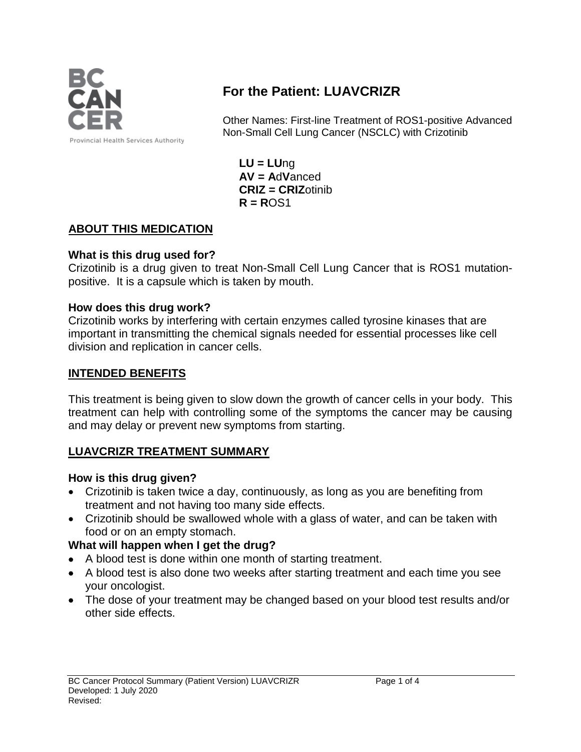# For the Patient: LUAVCRIZR

Other Names: First-line Treatment of ROS1-positive Advanced Non-Small Cell Lung Cancer (NSCLC) with Crizotinib

**LU = LU**ng
**AV = A**d**V**anced
**CRIZ = CRIZ**otinib
**R = R**OS1

## ABOUT THIS MEDICATION

### What is this drug used for?

Crizotinib is a drug given to treat Non-Small Cell Lung Cancer that is ROS1 mutation-positive. It is a capsule which is taken by mouth.

### How does this drug work?

Crizotinib works by interfering with certain enzymes called tyrosine kinases that are important in transmitting the chemical signals needed for essential processes like cell division and replication in cancer cells.

## INTENDED BENEFITS

This treatment is being given to slow down the growth of cancer cells in your body. This treatment can help with controlling some of the symptoms the cancer may be causing and may delay or prevent new symptoms from starting.

## LUAVCRIZR TREATMENT SUMMARY

### How is this drug given?

- Crizotinib is taken twice a day, continuously, as long as you are benefiting from treatment and not having too many side effects.
- Crizotinib should be swallowed whole with a glass of water, and can be taken with food or on an empty stomach.

### What will happen when I get the drug?

- A blood test is done within one month of starting treatment.
- A blood test is also done two weeks after starting treatment and each time you see your oncologist.
- The dose of your treatment may be changed based on your blood test results and/or other side effects.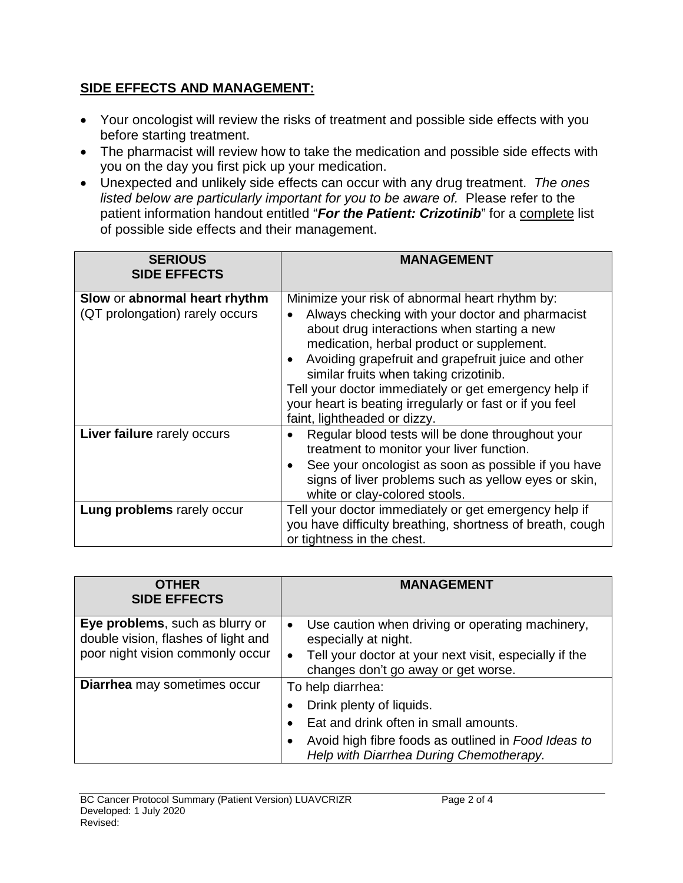## SIDE EFFECTS AND MANAGEMENT:

- Your oncologist will review the risks of treatment and possible side effects with you before starting treatment.
- The pharmacist will review how to take the medication and possible side effects with you on the day you first pick up your medication.
- Unexpected and unlikely side effects can occur with any drug treatment. *The ones listed below are particularly important for you to be aware of.* Please refer to the patient information handout entitled "***For the Patient: Crizotinib***" for a complete list of possible side effects and their management.

| SERIOUS SIDE EFFECTS | MANAGEMENT |
|---|---|
| **Slow** or **abnormal heart rhythm** (QT prolongation) rarely occurs | Minimize your risk of abnormal heart rhythm by:<br>• Always checking with your doctor and pharmacist about drug interactions when starting a new medication, herbal product or supplement.<br>• Avoiding grapefruit and grapefruit juice and other similar fruits when taking crizotinib.<br>Tell your doctor immediately or get emergency help if your heart is beating irregularly or fast or if you feel faint, lightheaded or dizzy. |
| **Liver failure** rarely occurs | • Regular blood tests will be done throughout your treatment to monitor your liver function.<br>• See your oncologist as soon as possible if you have signs of liver problems such as yellow eyes or skin, white or clay-colored stools. |
| **Lung problems** rarely occur | Tell your doctor immediately or get emergency help if you have difficulty breathing, shortness of breath, cough or tightness in the chest. |

| OTHER SIDE EFFECTS | MANAGEMENT |
|---|---|
| **Eye problems**, such as blurry or double vision, flashes of light and poor night vision commonly occur | • Use caution when driving or operating machinery, especially at night.<br>• Tell your doctor at your next visit, especially if the changes don't go away or get worse. |
| **Diarrhea** may sometimes occur | To help diarrhea:<br>• Drink plenty of liquids.<br>• Eat and drink often in small amounts.<br>• Avoid high fibre foods as outlined in *Food Ideas to Help with Diarrhea During Chemotherapy*. |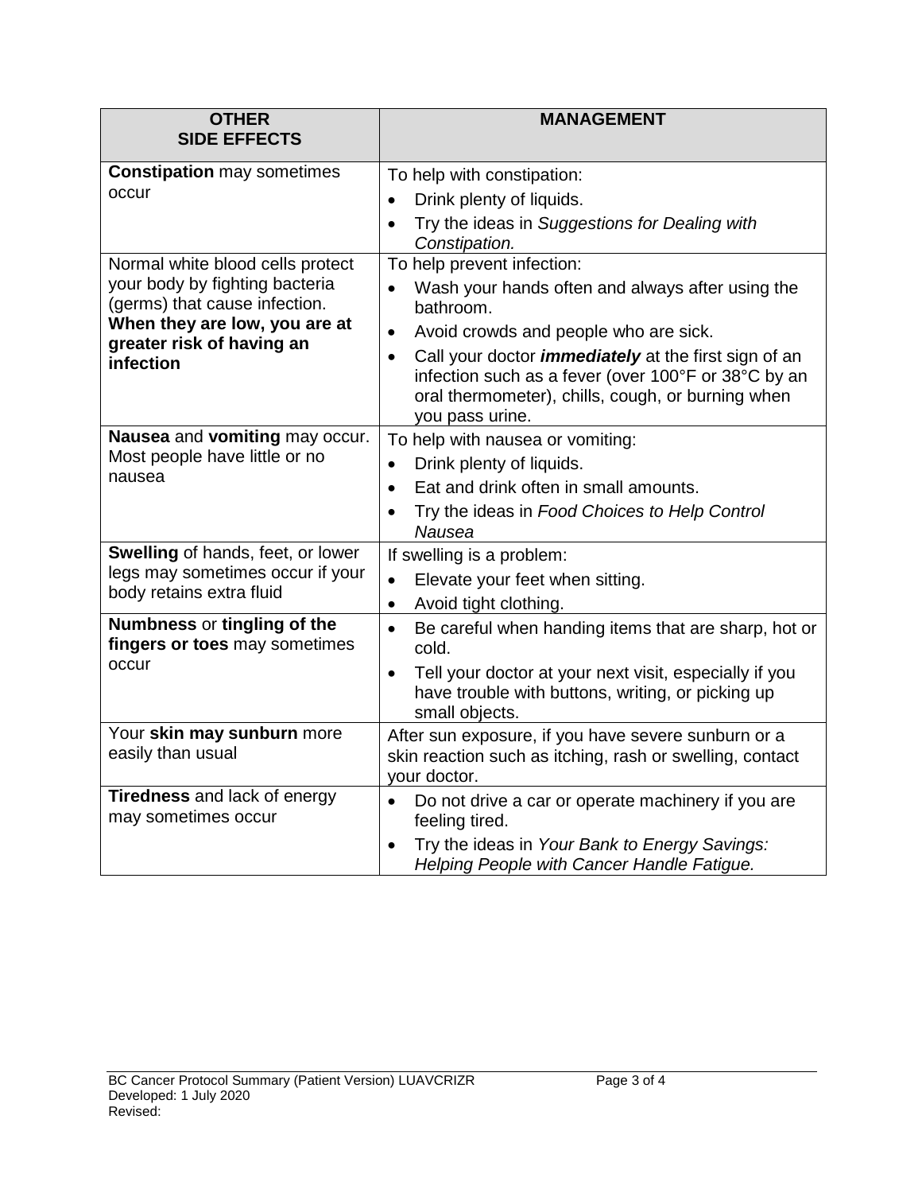| OTHER SIDE EFFECTS | MANAGEMENT |
|---|---|
| **Constipation** may sometimes occur | To help with constipation:<br>• Drink plenty of liquids.<br>• Try the ideas in *Suggestions for Dealing with Constipation.* |
| Normal white blood cells protect your body by fighting bacteria (germs) that cause infection. **When they are low, you are at greater risk of having an infection** | To help prevent infection:<br>• Wash your hands often and always after using the bathroom.<br>• Avoid crowds and people who are sick.<br>• Call your doctor ***immediately*** at the first sign of an infection such as a fever (over 100°F or 38°C by an oral thermometer), chills, cough, or burning when you pass urine. |
| **Nausea** and **vomiting** may occur. Most people have little or no nausea | To help with nausea or vomiting:<br>• Drink plenty of liquids.<br>• Eat and drink often in small amounts.<br>• Try the ideas in *Food Choices to Help Control Nausea* |
| **Swelling** of hands, feet, or lower legs may sometimes occur if your body retains extra fluid | If swelling is a problem:<br>• Elevate your feet when sitting.<br>• Avoid tight clothing. |
| **Numbness** or **tingling of the fingers or toes** may sometimes occur | • Be careful when handing items that are sharp, hot or cold.<br>• Tell your doctor at your next visit, especially if you have trouble with buttons, writing, or picking up small objects. |
| Your **skin may sunburn** more easily than usual | After sun exposure, if you have severe sunburn or a skin reaction such as itching, rash or swelling, contact your doctor. |
| **Tiredness** and lack of energy may sometimes occur | • Do not drive a car or operate machinery if you are feeling tired.<br>• Try the ideas in *Your Bank to Energy Savings: Helping People with Cancer Handle Fatigue.* |

BC Cancer Protocol Summary (Patient Version) LUAVCRIZR
Developed: 1 July 2020
Revised: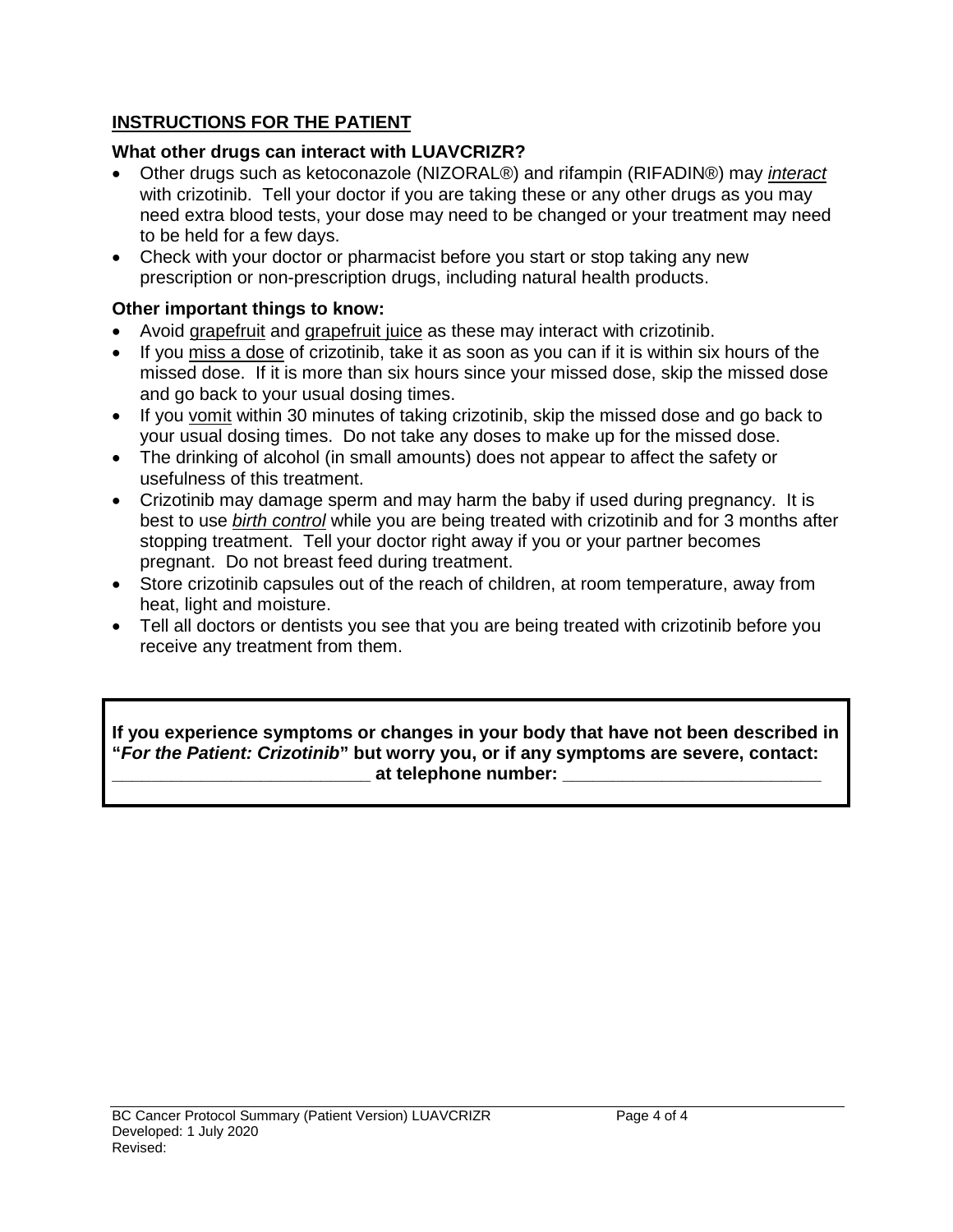## INSTRUCTIONS FOR THE PATIENT

### What other drugs can interact with LUAVCRIZR?

- Other drugs such as ketoconazole (NIZORAL®) and rifampin (RIFADIN®) may *interact* with crizotinib. Tell your doctor if you are taking these or any other drugs as you may need extra blood tests, your dose may need to be changed or your treatment may need to be held for a few days.
- Check with your doctor or pharmacist before you start or stop taking any new prescription or non-prescription drugs, including natural health products.

### Other important things to know:

- Avoid grapefruit and grapefruit juice as these may interact with crizotinib.
- If you miss a dose of crizotinib, take it as soon as you can if it is within six hours of the missed dose. If it is more than six hours since your missed dose, skip the missed dose and go back to your usual dosing times.
- If you vomit within 30 minutes of taking crizotinib, skip the missed dose and go back to your usual dosing times. Do not take any doses to make up for the missed dose.
- The drinking of alcohol (in small amounts) does not appear to affect the safety or usefulness of this treatment.
- Crizotinib may damage sperm and may harm the baby if used during pregnancy. It is best to use *birth control* while you are being treated with crizotinib and for 3 months after stopping treatment. Tell your doctor right away if you or your partner becomes pregnant. Do not breast feed during treatment.
- Store crizotinib capsules out of the reach of children, at room temperature, away from heat, light and moisture.
- Tell all doctors or dentists you see that you are being treated with crizotinib before you receive any treatment from them.

**If you experience symptoms or changes in your body that have not been described in "*For the Patient: Crizotinib*" but worry you, or if any symptoms are severe, contact: __________________________ at telephone number: __________________________**

BC Cancer Protocol Summary (Patient Version) LUAVCRIZR
Developed: 1 July 2020
Revised: